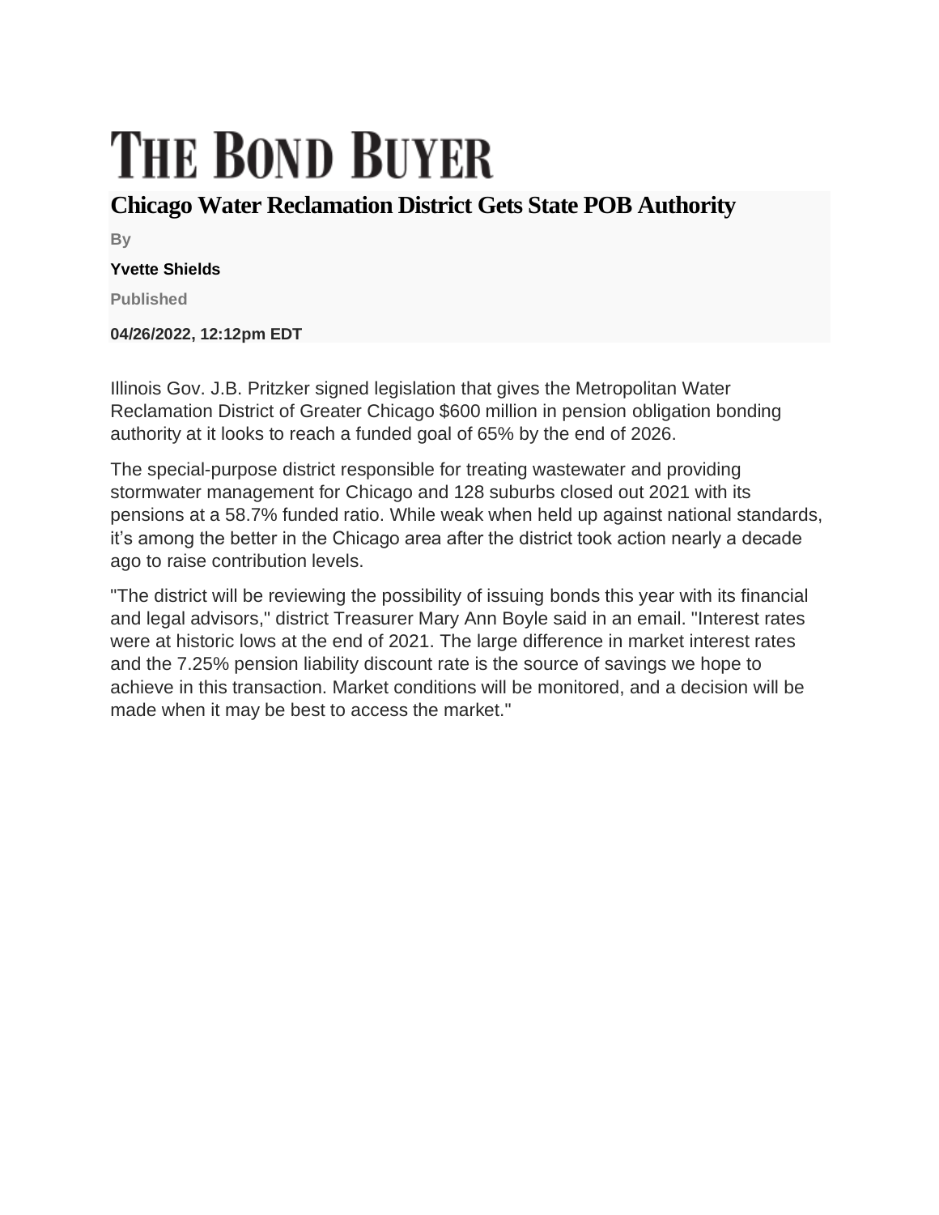# THE BOND BUYER

## Chicago Water Reclamation District Gets State POB Authority

By

**Yvette Shields**

Published

**04/26/2022, 12:12pm EDT**

Illinois Gov. J.B. Pritzker signed legislation that gives the Metropolitan Water Reclamation District of Greater Chicago $600 million in pension obligation bonding authority at it looks to reach a funded goal of 65% by the end of 2026.

The special-purpose district responsible for treating wastewater and providing stormwater management for Chicago and 128 suburbs closed out 2021 with its pensions at a 58.7% funded ratio. While weak when held up against national standards, it's among the better in the Chicago area after the district took action nearly a decade ago to raise contribution levels.

"The district will be reviewing the possibility of issuing bonds this year with its financial and legal advisors," district Treasurer Mary Ann Boyle said in an email. "Interest rates were at historic lows at the end of 2021. The large difference in market interest rates and the 7.25% pension liability discount rate is the source of savings we hope to achieve in this transaction. Market conditions will be monitored, and a decision will be made when it may be best to access the market."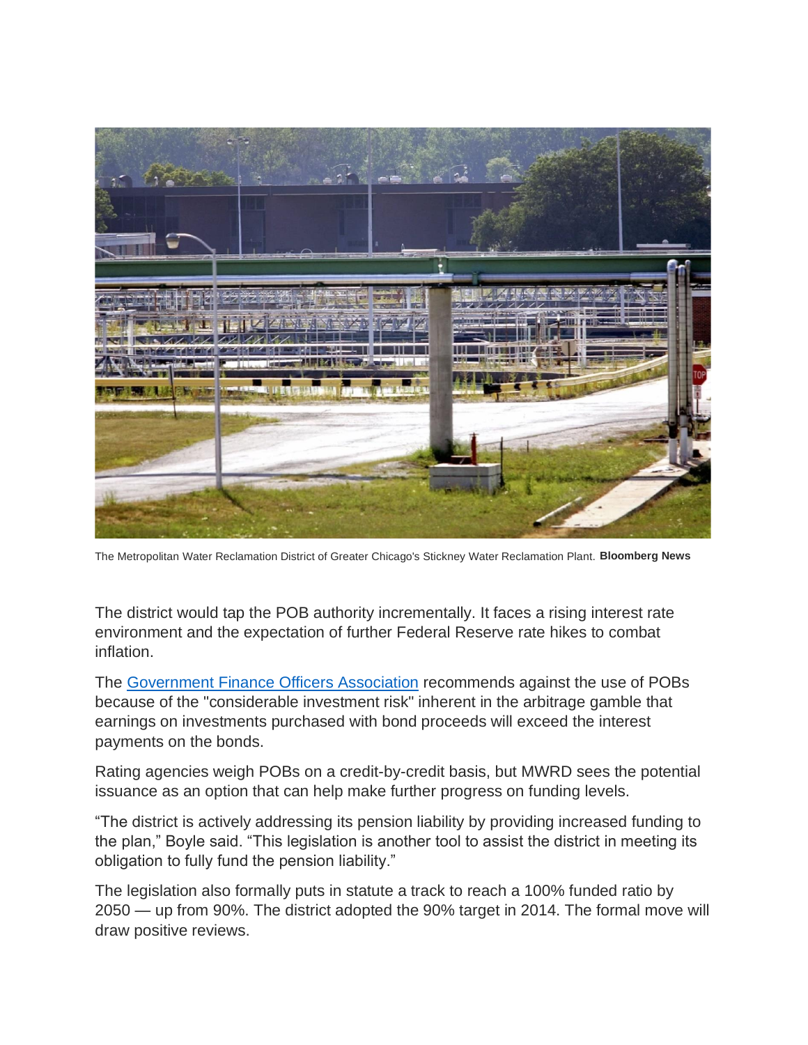The Metropolitan Water Reclamation District of Greater Chicago's Stickney Water Reclamation Plant. **Bloomberg News**

The district would tap the POB authority incrementally. It faces a rising interest rate environment and the expectation of further Federal Reserve rate hikes to combat inflation.

The [Government Finance Officers Association](#) recommends against the use of POBs because of the "considerable investment risk" inherent in the arbitrage gamble that earnings on investments purchased with bond proceeds will exceed the interest payments on the bonds.

Rating agencies weigh POBs on a credit-by-credit basis, but MWRD sees the potential issuance as an option that can help make further progress on funding levels.

“The district is actively addressing its pension liability by providing increased funding to the plan,” Boyle said. “This legislation is another tool to assist the district in meeting its obligation to fully fund the pension liability.”

The legislation also formally puts in statute a track to reach a 100% funded ratio by 2050 — up from 90%. The district adopted the 90% target in 2014. The formal move will draw positive reviews.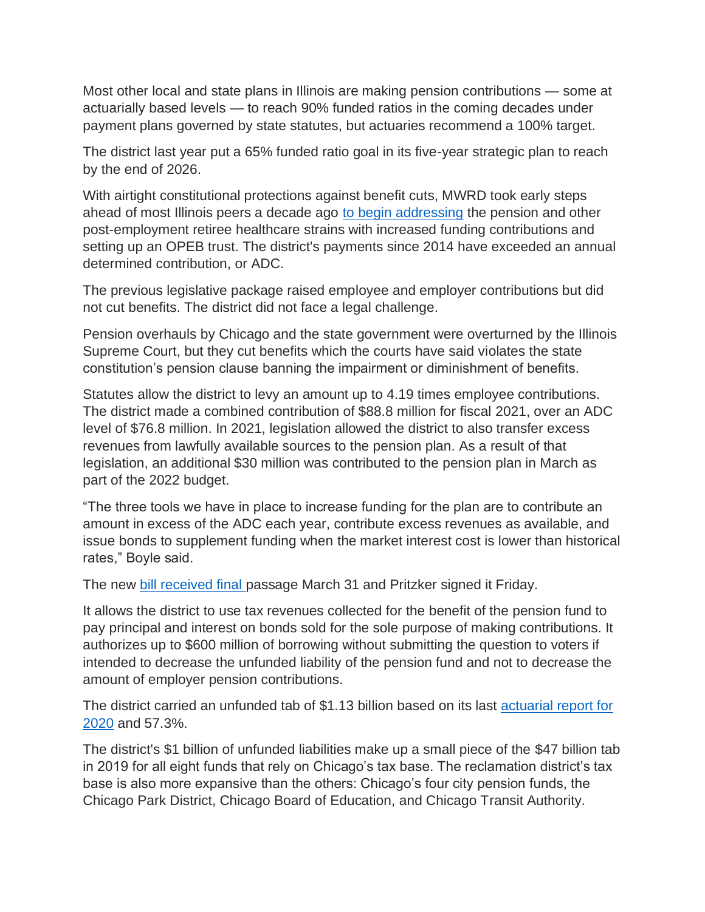Most other local and state plans in Illinois are making pension contributions — some at actuarially based levels — to reach 90% funded ratios in the coming decades under payment plans governed by state statutes, but actuaries recommend a 100% target.

The district last year put a 65% funded ratio goal in its five-year strategic plan to reach by the end of 2026.

With airtight constitutional protections against benefit cuts, MWRD took early steps ahead of most Illinois peers a decade ago to begin addressing the pension and other post-employment retiree healthcare strains with increased funding contributions and setting up an OPEB trust. The district's payments since 2014 have exceeded an annual determined contribution, or ADC.

The previous legislative package raised employee and employer contributions but did not cut benefits. The district did not face a legal challenge.

Pension overhauls by Chicago and the state government were overturned by the Illinois Supreme Court, but they cut benefits which the courts have said violates the state constitution's pension clause banning the impairment or diminishment of benefits.

Statutes allow the district to levy an amount up to 4.19 times employee contributions. The district made a combined contribution of $88.8 million for fiscal 2021, over an ADC level of $76.8 million. In 2021, legislation allowed the district to also transfer excess revenues from lawfully available sources to the pension plan. As a result of that legislation, an additional $30 million was contributed to the pension plan in March as part of the 2022 budget.

"The three tools we have in place to increase funding for the plan are to contribute an amount in excess of the ADC each year, contribute excess revenues as available, and issue bonds to supplement funding when the market interest cost is lower than historical rates," Boyle said.

The new bill received final passage March 31 and Pritzker signed it Friday.

It allows the district to use tax revenues collected for the benefit of the pension fund to pay principal and interest on bonds sold for the sole purpose of making contributions. It authorizes up to $600 million of borrowing without submitting the question to voters if intended to decrease the unfunded liability of the pension fund and not to decrease the amount of employer pension contributions.

The district carried an unfunded tab of $1.13 billion based on its last actuarial report for 2020 and 57.3%.

The district's $1 billion of unfunded liabilities make up a small piece of the $47 billion tab in 2019 for all eight funds that rely on Chicago's tax base. The reclamation district's tax base is also more expansive than the others: Chicago's four city pension funds, the Chicago Park District, Chicago Board of Education, and Chicago Transit Authority.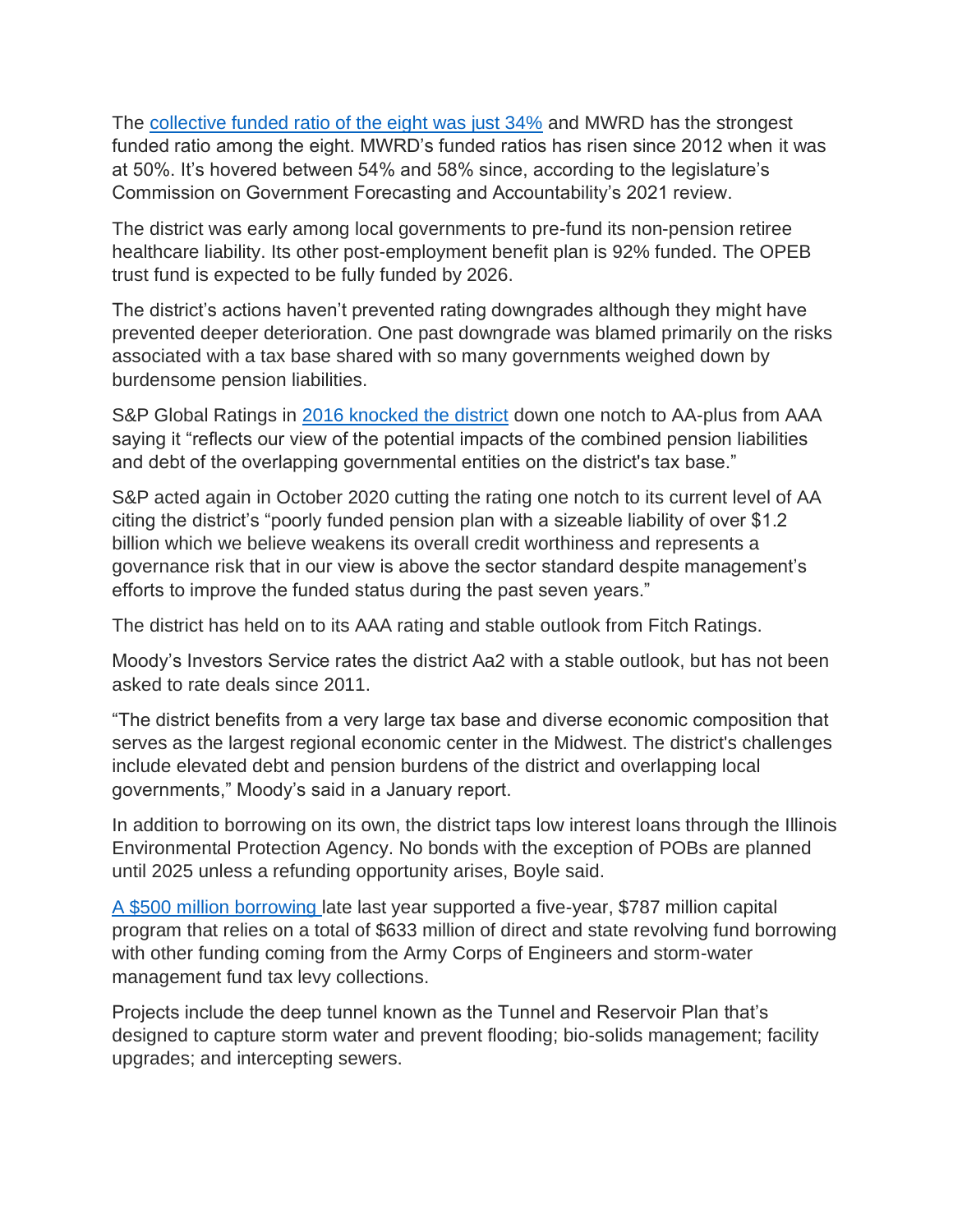The [collective funded ratio of the eight was just 34%](#) and MWRD has the strongest funded ratio among the eight. MWRD's funded ratios has risen since 2012 when it was at 50%. It's hovered between 54% and 58% since, according to the legislature's Commission on Government Forecasting and Accountability's 2021 review.

The district was early among local governments to pre-fund its non-pension retiree healthcare liability. Its other post-employment benefit plan is 92% funded. The OPEB trust fund is expected to be fully funded by 2026.

The district's actions haven't prevented rating downgrades although they might have prevented deeper deterioration. One past downgrade was blamed primarily on the risks associated with a tax base shared with so many governments weighed down by burdensome pension liabilities.

S&P Global Ratings in [2016 knocked the district](#) down one notch to AA-plus from AAA saying it "reflects our view of the potential impacts of the combined pension liabilities and debt of the overlapping governmental entities on the district's tax base."

S&P acted again in October 2020 cutting the rating one notch to its current level of AA citing the district's "poorly funded pension plan with a sizeable liability of over $1.2 billion which we believe weakens its overall credit worthiness and represents a governance risk that in our view is above the sector standard despite management's efforts to improve the funded status during the past seven years."

The district has held on to its AAA rating and stable outlook from Fitch Ratings.

Moody's Investors Service rates the district Aa2 with a stable outlook, but has not been asked to rate deals since 2011.

"The district benefits from a very large tax base and diverse economic composition that serves as the largest regional economic center in the Midwest. The district's challenges include elevated debt and pension burdens of the district and overlapping local governments," Moody's said in a January report.

In addition to borrowing on its own, the district taps low interest loans through the Illinois Environmental Protection Agency. No bonds with the exception of POBs are planned until 2025 unless a refunding opportunity arises, Boyle said.

[A $500 million borrowing](#) late last year supported a five-year, $787 million capital program that relies on a total of $633 million of direct and state revolving fund borrowing with other funding coming from the Army Corps of Engineers and storm-water management fund tax levy collections.

Projects include the deep tunnel known as the Tunnel and Reservoir Plan that's designed to capture storm water and prevent flooding; bio-solids management; facility upgrades; and intercepting sewers.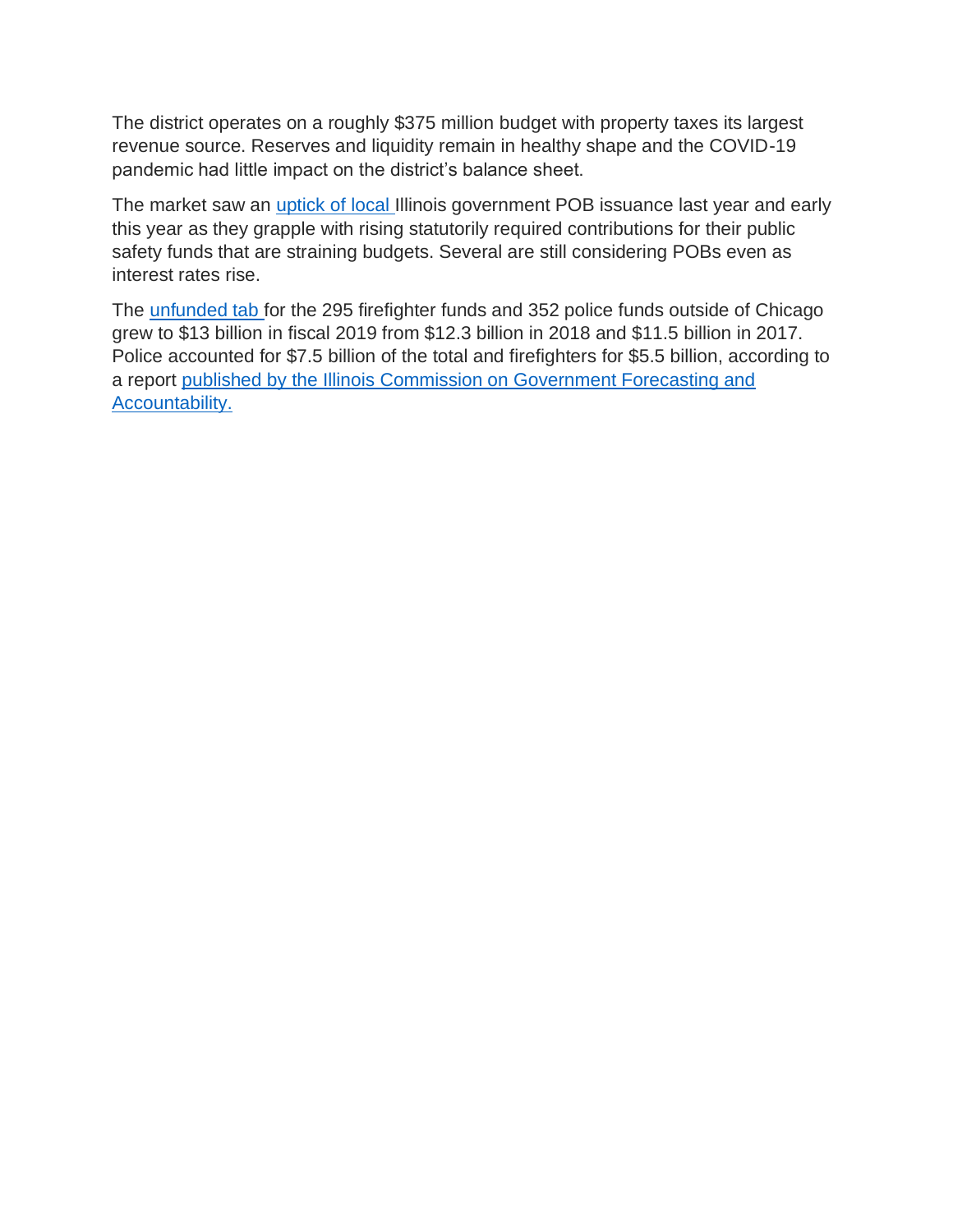The district operates on a roughly $375 million budget with property taxes its largest revenue source. Reserves and liquidity remain in healthy shape and the COVID-19 pandemic had little impact on the district's balance sheet.

The market saw an uptick of local Illinois government POB issuance last year and early this year as they grapple with rising statutorily required contributions for their public safety funds that are straining budgets. Several are still considering POBs even as interest rates rise.

The unfunded tab for the 295 firefighter funds and 352 police funds outside of Chicago grew to $13 billion in fiscal 2019 from $12.3 billion in 2018 and $11.5 billion in 2017. Police accounted for $7.5 billion of the total and firefighters for $5.5 billion, according to a report published by the Illinois Commission on Government Forecasting and Accountability.